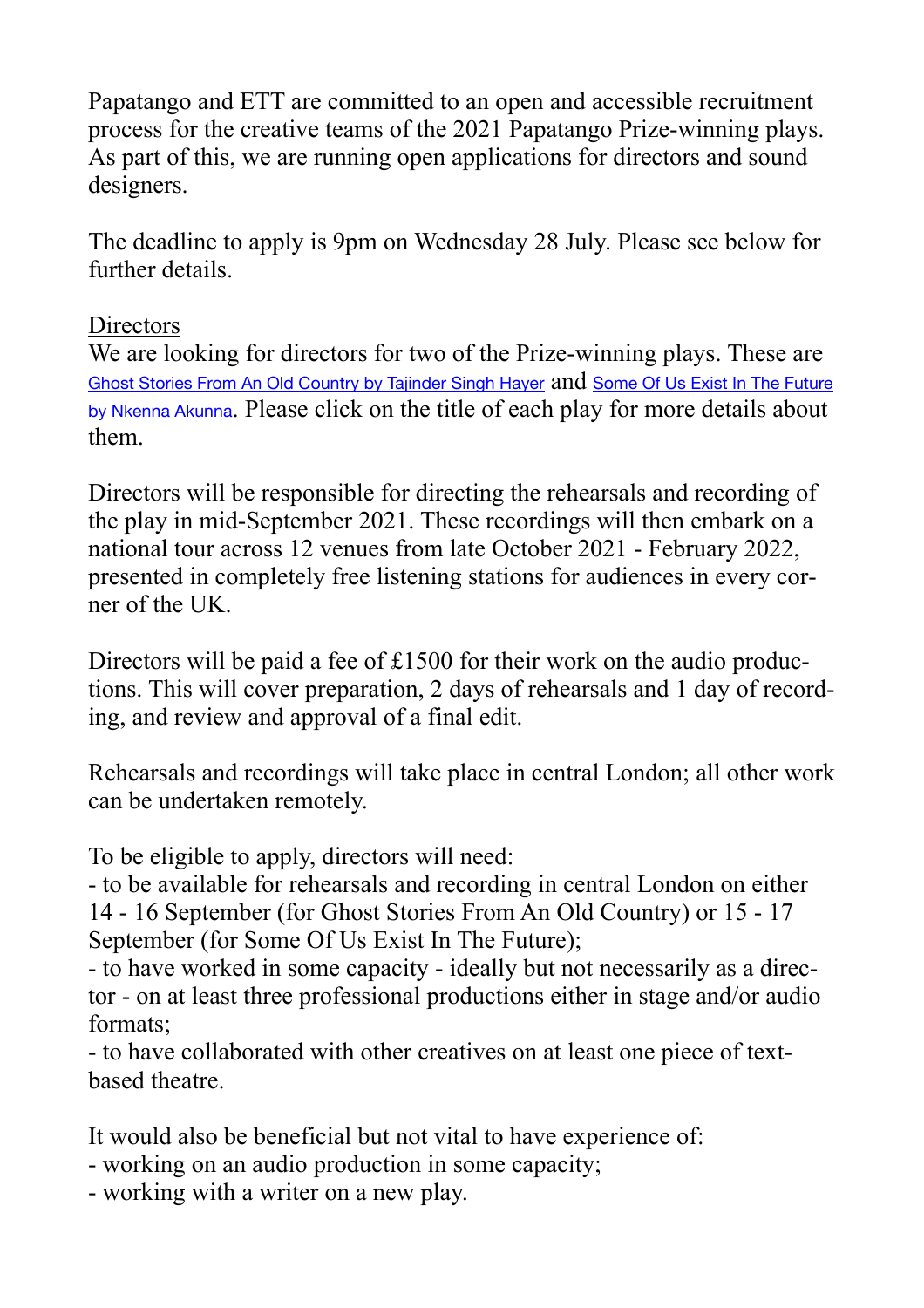Papatango and ETT are committed to an open and accessible recruitment process for the creative teams of the 2021 Papatango Prize-winning plays. As part of this, we are running open applications for directors and sound designers.

The deadline to apply is 9pm on Wednesday 28 July. Please see below for further details.

## Directors

We are looking for directors for two of the Prize-winning plays. These are Ghost Stories From An Old Country by Tajinder Singh Hayer and Some Of Us Exist In The Future by Nkenna Akunna. Please click on the title of each play for more details about them.

Directors will be responsible for directing the rehearsals and recording of the play in mid-September 2021. These recordings will then embark on a national tour across 12 venues from late October 2021 - February 2022, presented in completely free listening stations for audiences in every corner of the UK.

Directors will be paid a fee of £1500 for their work on the audio productions. This will cover preparation, 2 days of rehearsals and 1 day of recording, and review and approval of a final edit.

Rehearsals and recordings will take place in central London; all other work can be undertaken remotely.

To be eligible to apply, directors will need:

- to be available for rehearsals and recording in central London on either 14 - 16 September (for Ghost Stories From An Old Country) or 15 - 17 September (for Some Of Us Exist In The Future);
- to have worked in some capacity - ideally but not necessarily as a director - on at least three professional productions either in stage and/or audio formats;
- to have collaborated with other creatives on at least one piece of text-based theatre.

It would also be beneficial but not vital to have experience of:

- working on an audio production in some capacity;
- working with a writer on a new play.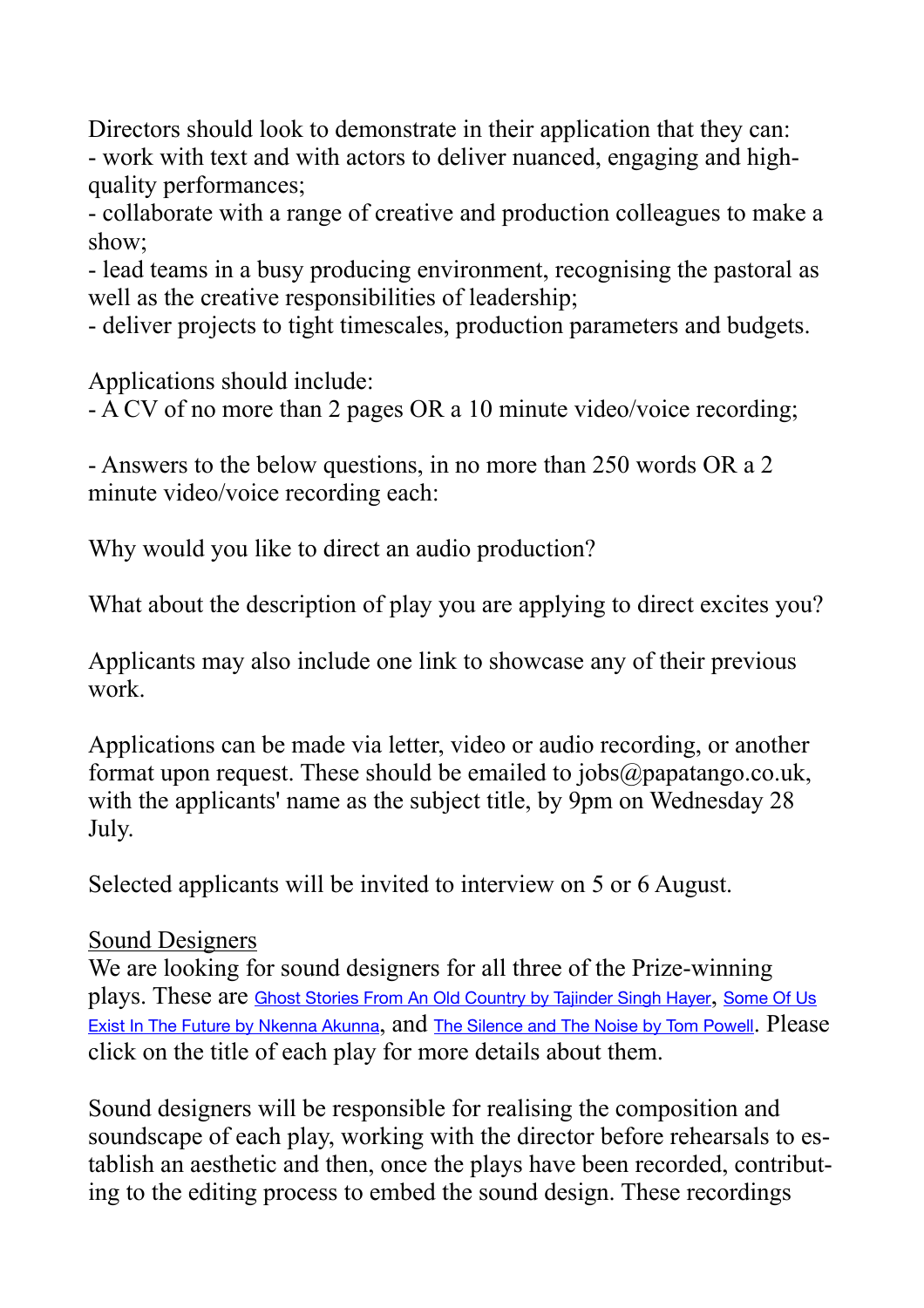Directors should look to demonstrate in their application that they can:
- work with text and with actors to deliver nuanced, engaging and high-quality performances;
- collaborate with a range of creative and production colleagues to make a show;
- lead teams in a busy producing environment, recognising the pastoral as well as the creative responsibilities of leadership;
- deliver projects to tight timescales, production parameters and budgets.

Applications should include:
- A CV of no more than 2 pages OR a 10 minute video/voice recording;

- Answers to the below questions, in no more than 250 words OR a 2 minute video/voice recording each:

Why would you like to direct an audio production?

What about the description of play you are applying to direct excites you?

Applicants may also include one link to showcase any of their previous work.

Applications can be made via letter, video or audio recording, or another format upon request. These should be emailed to jobs@papatango.co.uk, with the applicants' name as the subject title, by 9pm on Wednesday 28 July.

Selected applicants will be invited to interview on 5 or 6 August.

<u>Sound Designers</u>
We are looking for sound designers for all three of the Prize-winning plays. These are Ghost Stories From An Old Country by Tajinder Singh Hayer, Some Of Us Exist In The Future by Nkenna Akunna, and The Silence and The Noise by Tom Powell. Please click on the title of each play for more details about them.

Sound designers will be responsible for realising the composition and soundscape of each play, working with the director before rehearsals to establish an aesthetic and then, once the plays have been recorded, contributing to the editing process to embed the sound design. These recordings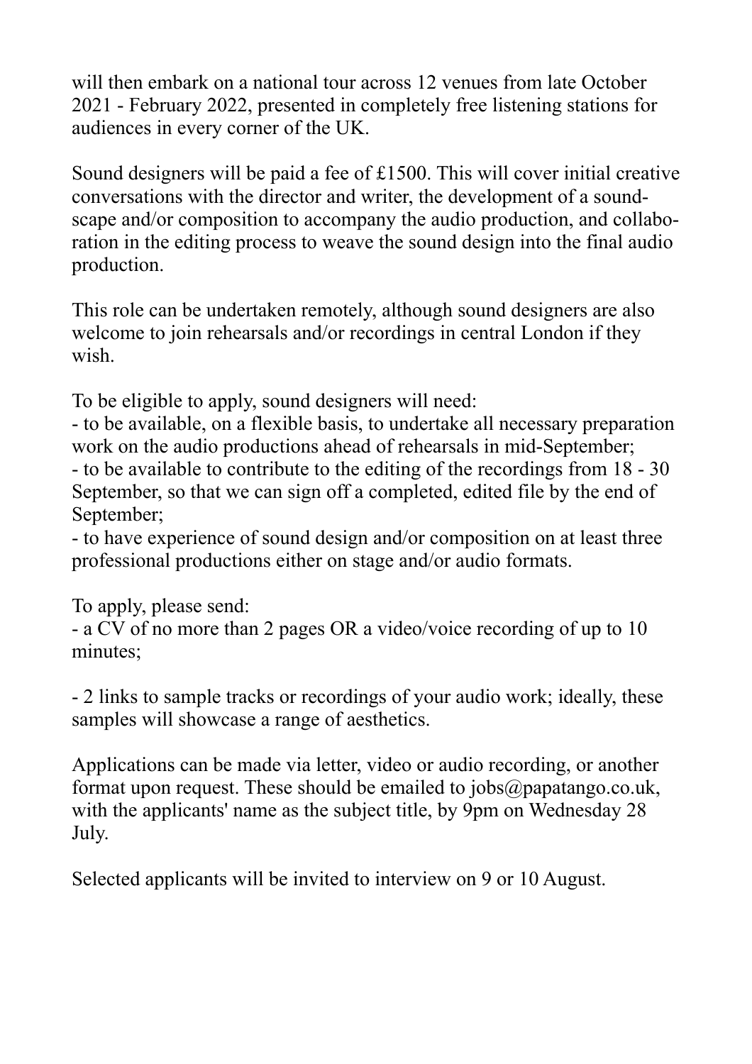will then embark on a national tour across 12 venues from late October 2021 - February 2022, presented in completely free listening stations for audiences in every corner of the UK.

Sound designers will be paid a fee of £1500. This will cover initial creative conversations with the director and writer, the development of a soundscape and/or composition to accompany the audio production, and collaboration in the editing process to weave the sound design into the final audio production.

This role can be undertaken remotely, although sound designers are also welcome to join rehearsals and/or recordings in central London if they wish.

To be eligible to apply, sound designers will need:
- to be available, on a flexible basis, to undertake all necessary preparation work on the audio productions ahead of rehearsals in mid-September;
- to be available to contribute to the editing of the recordings from 18 - 30 September, so that we can sign off a completed, edited file by the end of September;
- to have experience of sound design and/or composition on at least three professional productions either on stage and/or audio formats.

To apply, please send:
- a CV of no more than 2 pages OR a video/voice recording of up to 10 minutes;

- 2 links to sample tracks or recordings of your audio work; ideally, these samples will showcase a range of aesthetics.

Applications can be made via letter, video or audio recording, or another format upon request. These should be emailed to jobs@papatango.co.uk, with the applicants' name as the subject title, by 9pm on Wednesday 28 July.

Selected applicants will be invited to interview on 9 or 10 August.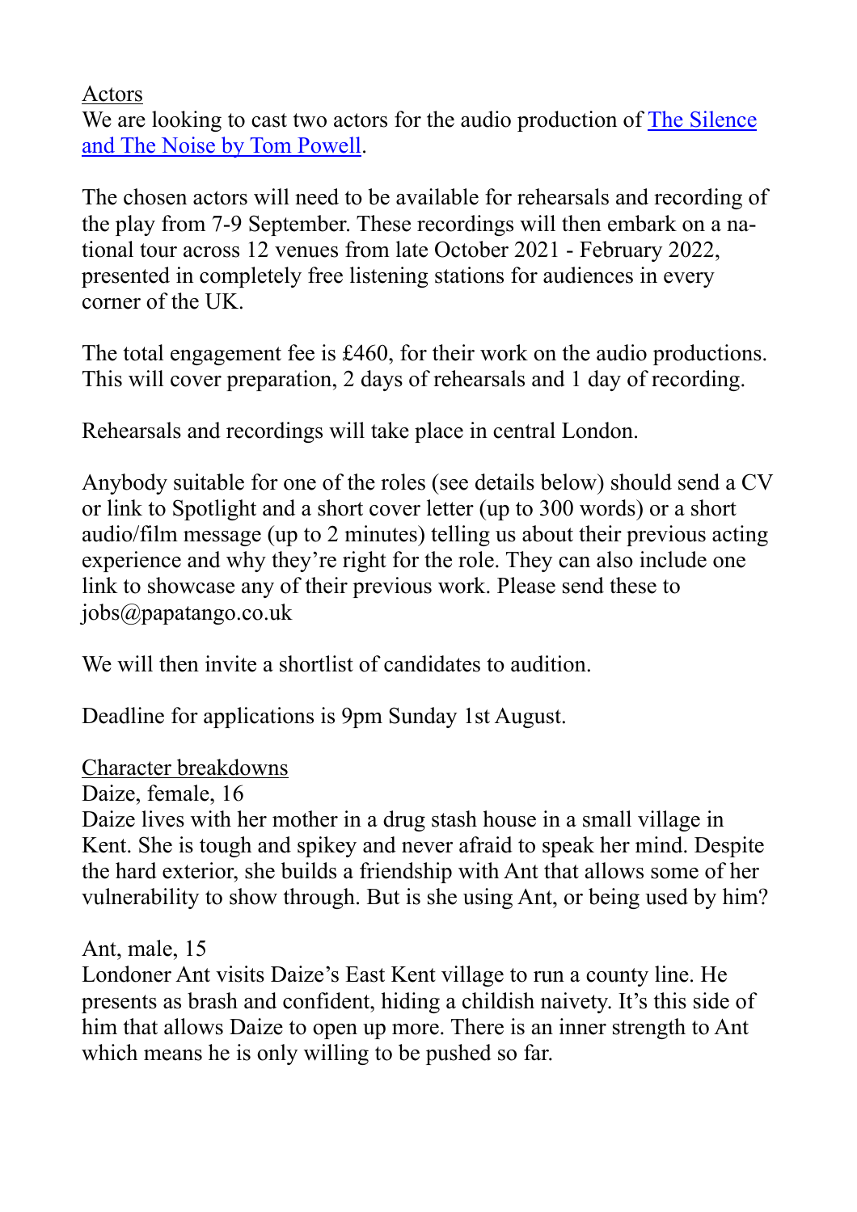Actors

We are looking to cast two actors for the audio production of [The Silence and The Noise by Tom Powell](#).

The chosen actors will need to be available for rehearsals and recording of the play from 7-9 September. These recordings will then embark on a national tour across 12 venues from late October 2021 - February 2022, presented in completely free listening stations for audiences in every corner of the UK.

The total engagement fee is £460, for their work on the audio productions. This will cover preparation, 2 days of rehearsals and 1 day of recording.

Rehearsals and recordings will take place in central London.

Anybody suitable for one of the roles (see details below) should send a CV or link to Spotlight and a short cover letter (up to 300 words) or a short audio/film message (up to 2 minutes) telling us about their previous acting experience and why they're right for the role. They can also include one link to showcase any of their previous work. Please send these to jobs@papatango.co.uk

We will then invite a shortlist of candidates to audition.

Deadline for applications is 9pm Sunday 1st August.

Character breakdowns

Daize, female, 16

Daize lives with her mother in a drug stash house in a small village in Kent. She is tough and spikey and never afraid to speak her mind. Despite the hard exterior, she builds a friendship with Ant that allows some of her vulnerability to show through. But is she using Ant, or being used by him?

Ant, male, 15

Londoner Ant visits Daize's East Kent village to run a county line. He presents as brash and confident, hiding a childish naivety. It's this side of him that allows Daize to open up more. There is an inner strength to Ant which means he is only willing to be pushed so far.